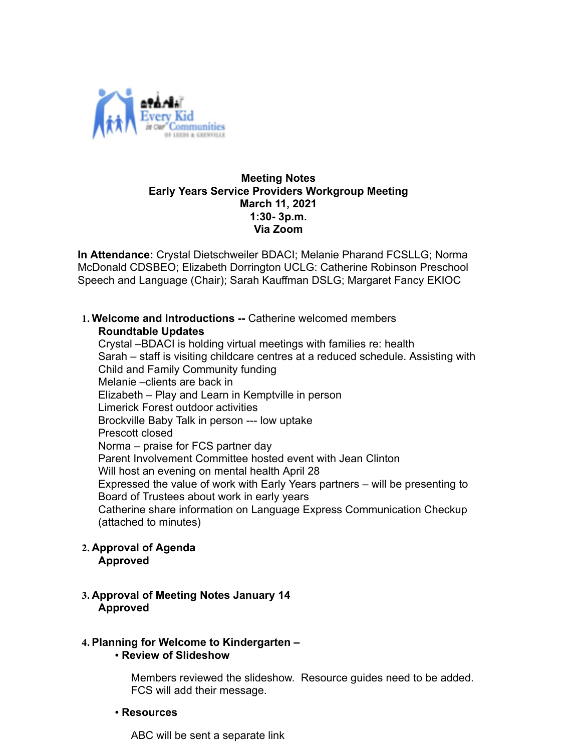**Meeting Notes**
**Early Years Service Providers Workgroup Meeting**
**March 11, 2021**
**1:30- 3p.m.**
**Via Zoom**

**In Attendance:** Crystal Dietschweiler BDACI; Melanie Pharand FCSLLG; Norma McDonald CDSBEO; Elizabeth Dorrington UCLG: Catherine Robinson Preschool Speech and Language (Chair); Sarah Kauffman DSLG; Margaret Fancy EKIOC

1. **Welcome and Introductions --** Catherine welcomed members
   **Roundtable Updates**
   Crystal –BDACI is holding virtual meetings with families re: health
   Sarah – staff is visiting childcare centres at a reduced schedule. Assisting with Child and Family Community funding
   Melanie –clients are back in
   Elizabeth – Play and Learn in Kemptville in person
   Limerick Forest outdoor activities
   Brockville Baby Talk in person --- low uptake
   Prescott closed
   Norma – praise for FCS partner day
   Parent Involvement Committee hosted event with Jean Clinton
   Will host an evening on mental health April 28
   Expressed the value of work with Early Years partners – will be presenting to Board of Trustees about work in early years
   Catherine share information on Language Express Communication Checkup (attached to minutes)

2. **Approval of Agenda**
   **Approved**

3. **Approval of Meeting Notes January 14**
   **Approved**

4. **Planning for Welcome to Kindergarten –**
   - **Review of Slideshow**

     Members reviewed the slideshow. Resource guides need to be added. FCS will add their message.

   - **Resources**

     ABC will be sent a separate link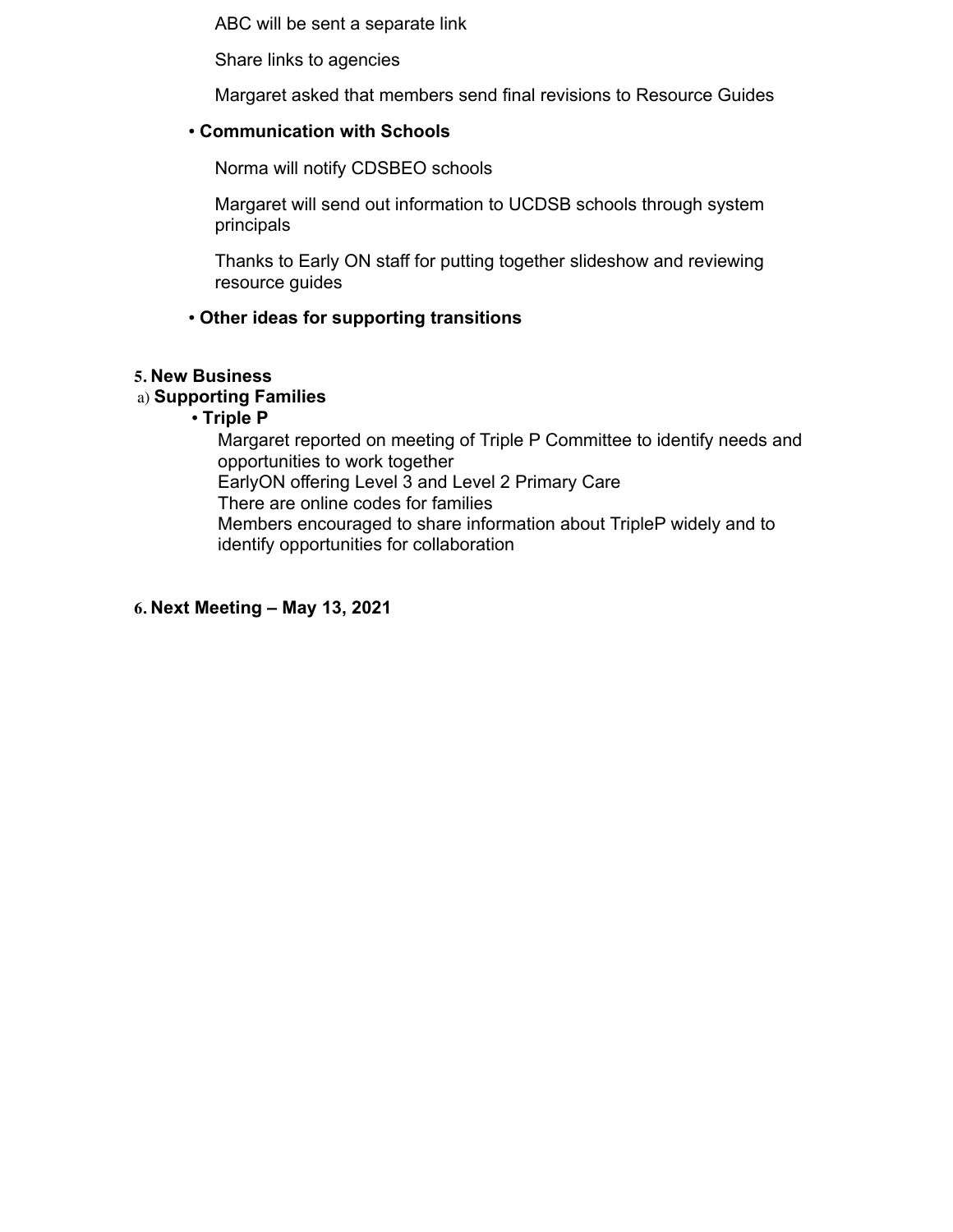ABC will be sent a separate link

Share links to agencies

Margaret asked that members send final revisions to Resource Guides

- **Communication with Schools**

  Norma will notify CDSBEO schools

  Margaret will send out information to UCDSB schools through system principals

  Thanks to Early ON staff for putting together slideshow and reviewing resource guides

- **Other ideas for supporting transitions**

**5. New Business**

a) **Supporting Families**

- **Triple P**

  Margaret reported on meeting of Triple P Committee to identify needs and opportunities to work together
  EarlyON offering Level 3 and Level 2 Primary Care
  There are online codes for families
  Members encouraged to share information about TripleP widely and to identify opportunities for collaboration

**6. Next Meeting – May 13, 2021**